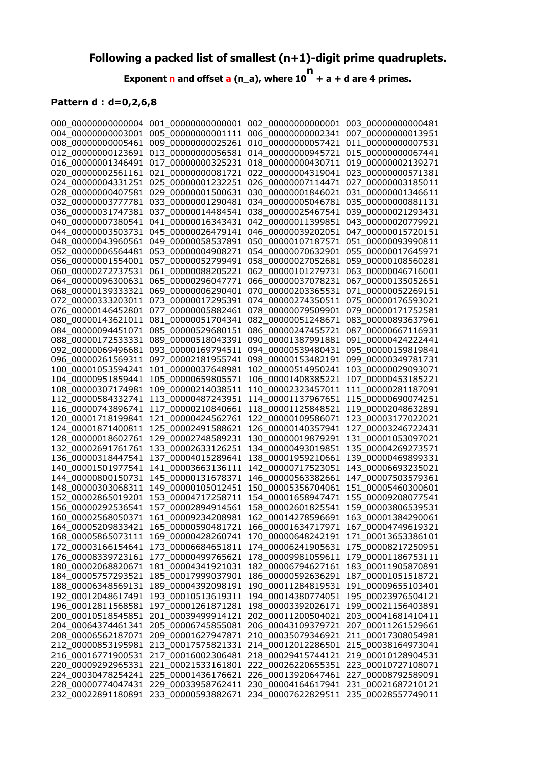## Following a packed list of smallest (n+1)-digit prime quadruplets.

### Exponent n and offset a (n_a), where $10^n + a + d$ are 4 primes.

### Pattern d : d=0,2,6,8

```
000_00000000000004 001_00000000000001 002_00000000000001 003_00000000000481
004_00000000003001 005_00000000001111 006_00000000002341 007_00000000013951
008_00000000005461 009_00000000025261 010_00000000057421 011_00000000007531
012_00000000123691 013_00000000056581 014_00000000945721 015_00000000067441
016_00000001346491 017_00000000325231 018_00000000430711 019_00000002139271
020_00000002561161 021_00000000081721 022_00000004319041 023_00000000571381
024_00000004331251 025_00000001232251 026_00000007114471 027_00000003185011
028_00000000407581 029_00000001500631 030_00000001846021 031_00000001346611
032_00000003777781 033_00000001290481 034_00000005046781 035_00000000881131
036_00000031747381 037_00000014484541 038_00000025467541 039_00000021293431
040_00000007380541 041_00000016343431 042_00000011399851 043_00000020779921
044_00000003503731 045_00000026479141 046_00000039202051 047_00000015720151
048_00000043960561 049_00000058537891 050_00000107187571 051_00000093990811
052_00000006564481 053_00000004908271 054_00000070632901 055_00000017645971
056_00000001554001 057_00000052799491 058_00000027052681 059_00000108560281
060_00000272737531 061_00000088205221 062_00000101279731 063_00000046716001
064_00000096300631 065_00000296047771 066_00000037078231 067_00000135052651
068_00000139333321 069_00000006290401 070_00000203365531 071_00000052269151
072_00000333203011 073_00000017295391 074_00000274350511 075_00000176593021
076_00000146452801 077_00000005882461 078_00000079509901 079_00000171752581
080_00000143621011 081_00000051704341 082_00000051248671 083_00000893637961
084_00000094451071 085_00000529680151 086_00000247455721 087_00000667116931
088_00000172533331 089_00000518043391 090_00001387991881 091_00000424222441
092_00000069496681 093_00000169794511 094_00000539480431 095_00000159819841
096_00000261569311 097_00002181955741 098_00000153482191 099_00000349781731
100_00001053594241 101_00000037648981 102_00000514950241 103_00000029093071
104_00000951859441 105_00000659805571 106_00001408385221 107_00000453185221
108_00000307174981 109_00000214038511 110_00002323457011 111_00000281187091
112_00000584332741 113_00000487243951 114_00001137967651 115_00000690074251
116_00000743896741 117_00000210840661 118_00001125848521 119_00002048632891
120_00001718199841 121_00000424562761 122_00000109586071 123_00003177022021
124_00001871400811 125_00002491588621 126_00000140357941 127_00003246722431
128_00000018602761 129_00002748589231 130_00000019879291 131_00001053097021
132_00002691761761 133_00002633126251 134_00000493019851 135_00004269273571
136_00000318447541 137_00004015289641 138_00001959210661 139_00000469899331
140_00001501977541 141_00003663136111 142_00000717523051 143_00006693235021
144_00000800150731 145_00000131678371 146_00000563382661 147_00007503579361
148_00000303068311 149_00000105012451 150_00005356704061 151_00005460300601
152_00002865019201 153_00004717258711 154_00001658947471 155_00009208077541
156_00000292536541 157_00002894914561 158_00002601825541 159_00003806539531
160_00002568050371 161_00009234208981 162_00014278596691 163_00001384290061
164_00005209833421 165_00000590481721 166_00001634717971 167_00004749619321
168_00005865073111 169_00000428260741 170_00000648242191 171_00013653386101
172_00003166154641 173_00006684651811 174_00006241905631 175_00008217250951
176_00008339723161 177_00000499765621 178_00009981059611 179_00001186753111
180_00002068820671 181_00004341921031 182_00006794627161 183_00011905870891
184_00005757293521 185_00017999037901 186_00000592636291 187_00001051518721
188_00006348569131 189_00004392098191 190_00011284819531 191_00009655103401
192_00012048617491 193_00010513619311 194_00014380774051 195_00023976504121
196_00012811568581 197_00001261871281 198_00003392026171 199_00021156403891
200_00010518545851 201_00039499914121 202_00011200504021 203_00041681410411
204_00064374461341 205_00006745855081 206_00043109379721 207_00011261529661
208_00006562187071 209_00001627947871 210_00035079346921 211_00017308054981
212_00000853195981 213_00017575821331 214_00012012286501 215_00038164973041
216_00016771900531 217_00016002306481 218_00029415744121 219_00010128904531
220_00009292965331 221_00021533161801 222_00026220655351 223_00010727108071
224_00030478254241 225_00001436176621 226_00013920647461 227_00008792589091
228_00000774047431 229_00033958762411 230_00004164617941 231_00021687210121
232_00022891180891 233_00000593882671 234_00007622829511 235_00028557749011
```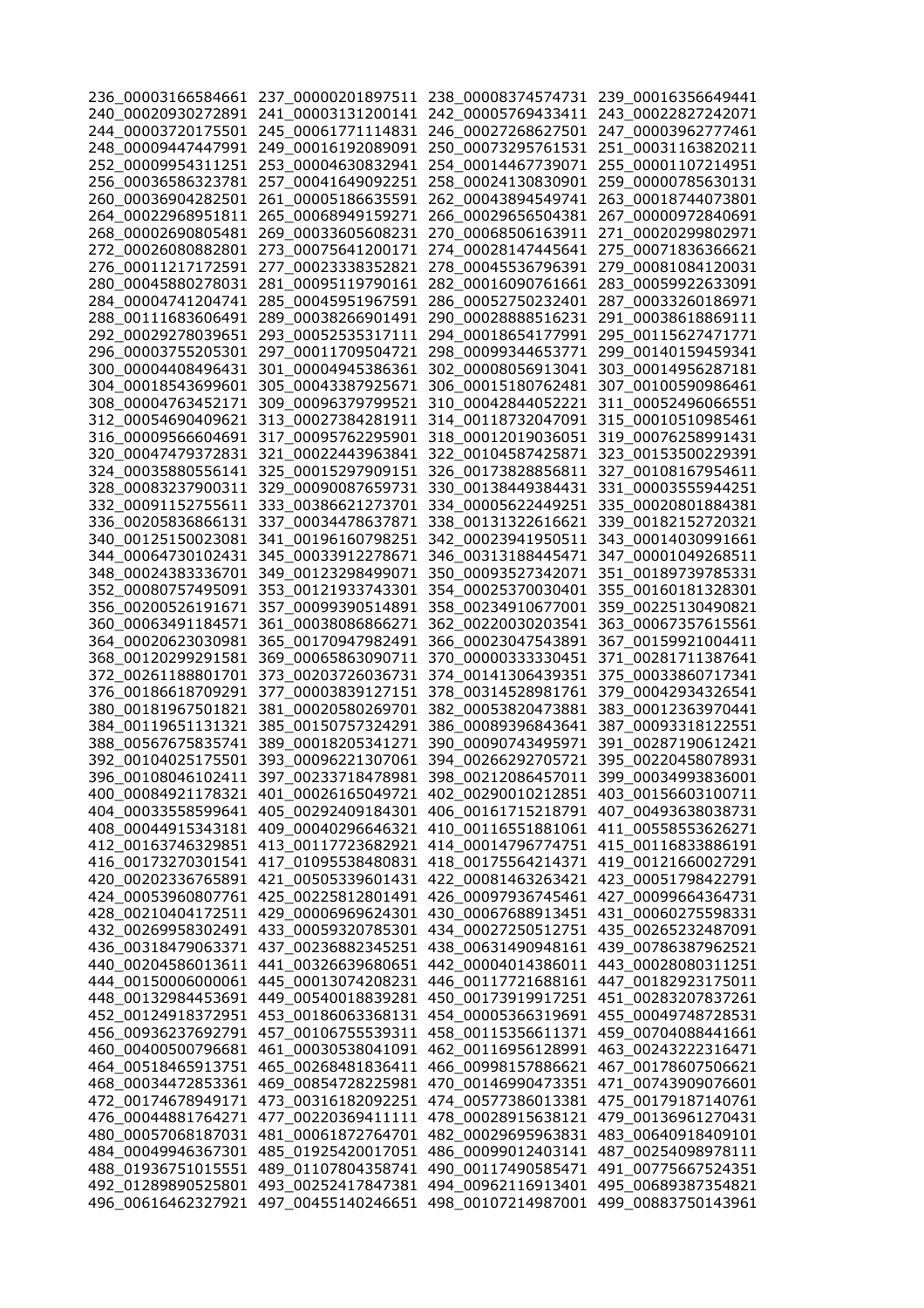236_00003166584661 237_00000201897511 238_00008374574731 239_00016356649441
240_00020930272891 241_00003131200141 242_00005769433411 243_00022827242071
244_00003720175501 245_00061771114831 246_00027268627501 247_00003962777461
248_00009447447991 249_00016192089091 250_00073295761531 251_00031163820211
252_00009954311251 253_00004630832941 254_00014467739071 255_00001107214951
256_00036586323781 257_00041649092251 258_00024130830901 259_00000785630131
260_00036904282501 261_00005186635591 262_00043894549741 263_00018744073801
264_00022968951811 265_00068949159271 266_00029656504381 267_00000972840691
268_00002690805481 269_00033605608231 270_00068506163911 271_00020299802971
272_00026080882801 273_00075641200171 274_00028147445641 275_00071836366621
276_00011217172591 277_00023338352821 278_00045536796391 279_00081084120031
280_00045880278031 281_00095119790161 282_00016090761661 283_00059922633091
284_00004741204741 285_00045951967591 286_00052750232401 287_00033260186971
288_00111683606491 289_00038266901491 290_00028888516231 291_00038618869111
292_00029278039651 293_00052535317111 294_00018654177991 295_00115627471771
296_00003755205301 297_00011709504721 298_00099344653771 299_00140159459341
300_00004408496431 301_00004945386361 302_00008056913041 303_00014956287181
304_00018543699601 305_00043387925671 306_00015180762481 307_00100590986461
308_00004763452171 309_00096379799521 310_00042844052221 311_00052496066551
312_00054690409621 313_00027384281911 314_00118732047091 315_00010510985461
316_00009566604691 317_00095762295901 318_00012019036051 319_00076258991431
320_00047479372831 321_00022443963841 322_00104587425871 323_00153500229391
324_00035880556141 325_00015297909151 326_00173828856811 327_00108167954611
328_00083237900311 329_00090087659731 330_00138449384431 331_00003555944251
332_00091152755611 333_00386621273701 334_00005622449251 335_00020801884381
336_00205836866131 337_00034478637871 338_00131322616621 339_00182152720321
340_00125150023081 341_00196160798251 342_00023941950511 343_00014030991661
344_00064730102431 345_00033912278671 346_00313188445471 347_00001049268511
348_00024383336701 349_00123298499071 350_00093527342071 351_00189739785331
352_00080757495091 353_00121933743301 354_00025370030401 355_00160181328301
356_00200526191671 357_00099390514891 358_00234910677001 359_00225130490821
360_00063491184571 361_00038086866271 362_00220030203541 363_00067357615561
364_00020623030981 365_00170947982491 366_00023047543891 367_00159921004411
368_00120299291581 369_00065863090711 370_00000333330451 371_00281711387641
372_00261188801701 373_00203726036731 374_00141306439351 375_00033860717341
376_00186618709291 377_00003839127151 378_00314528981761 379_00042934326541
380_00181967501821 381_00020580269701 382_00053820473881 383_00012363970441
384_00119651131321 385_00150757324291 386_00089396843641 387_00093318122551
388_00567675835741 389_00018205341271 390_00090743495971 391_00287190612421
392_00104025175501 393_00096221307061 394_00266292705721 395_00220458078931
396_00108046102411 397_00233718478981 398_00212086457011 399_00034993836001
400_00084921178321 401_00026165049721 402_00290010212851 403_00156603100711
404_00033558599641 405_00292409184301 406_00161715218791 407_00493638038731
408_00044915343181 409_00040296646321 410_00116551881061 411_00558553626271
412_00163746329851 413_00117723682921 414_00014796774751 415_00116833886191
416_00173270301541 417_01095538480831 418_00175564214371 419_00121660027291
420_00202336765891 421_00505339601431 422_00081463263421 423_00051798422791
424_00053960807761 425_00225812801491 426_00097936745461 427_00099664364731
428_00210404172511 429_00006969624301 430_00067688913451 431_00060275598331
432_00269958302491 433_00059320785301 434_00027250512751 435_00265232487091
436_00318479063371 437_00236882345251 438_00631490948161 439_00786387962521
440_00204586013611 441_00326639680651 442_00004014386011 443_00028080311251
444_00150006000061 445_00013074208231 446_00117721688161 447_00182923175011
448_00132984453691 449_00540018839281 450_00173919917251 451_00283207837261
452_00124918372951 453_00186063368131 454_00005366319691 455_00049748728531
456_00936237692791 457_00106755539311 458_00115356611371 459_00704088441661
460_00400500796681 461_00030538041091 462_00116956128991 463_00243222316471
464_00518465913751 465_00268481836411 466_00998157886621 467_00178607506621
468_00034472853361 469_00854728225981 470_00146990473351 471_00743909076601
472_00174678949171 473_00316182092251 474_00577386013381 475_00179187140761
476_00044881764271 477_00220369411111 478_00028915638121 479_00136961270431
480_00057068187031 481_00061872764701 482_00029695963831 483_00640918409101
484_00049946367301 485_01925420017051 486_00099012403141 487_00254098978111
488_01936751015551 489_01107804358741 490_00117490585471 491_00775667524351
492_01289890525801 493_00252417847381 494_00962116913401 495_00689387354821
496_00616462327921 497_00455140246651 498_00107214987001 499_00883750143961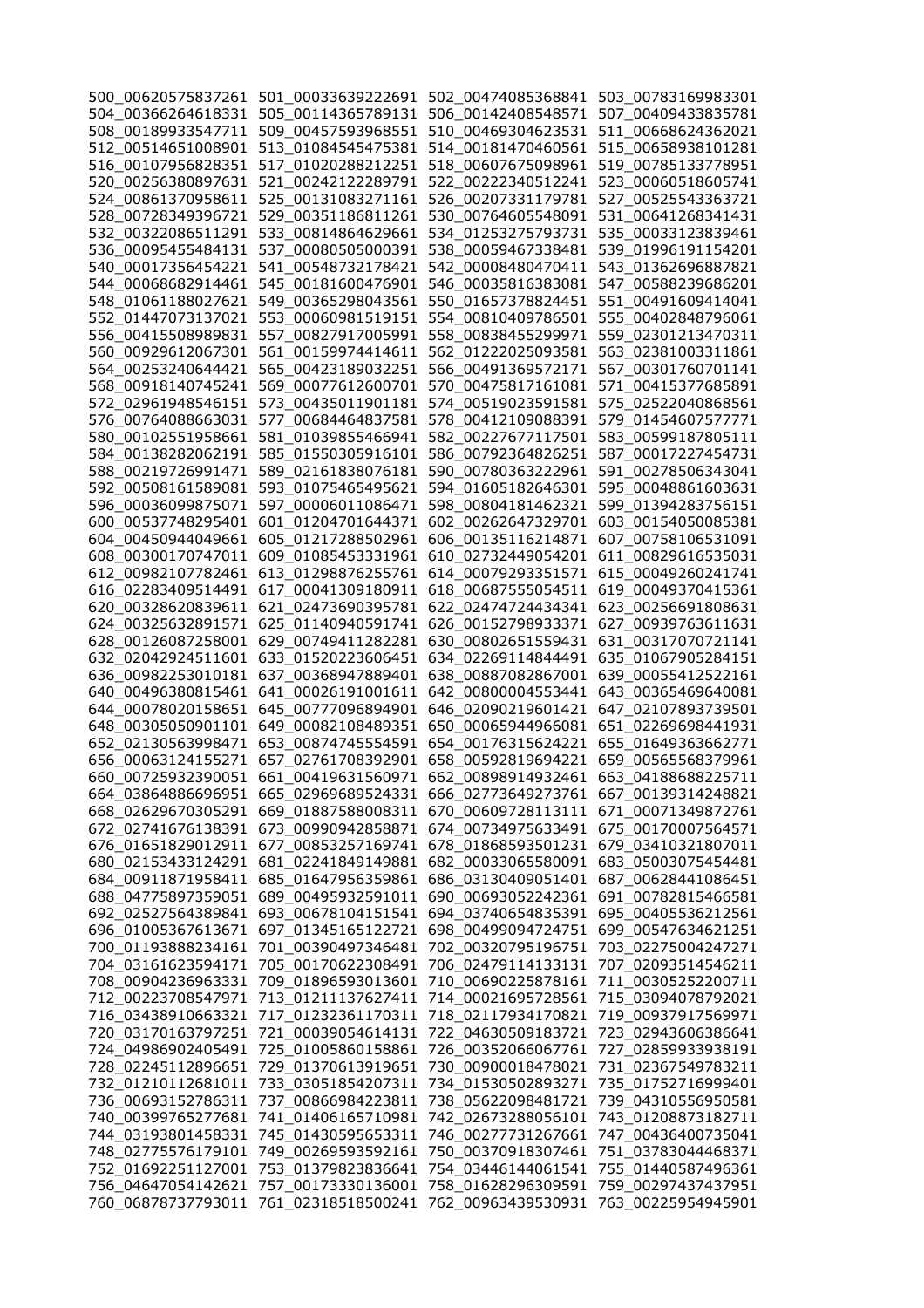500_00620575837261 501_00033639222691 502_00474085368841 503_00783169983301
504_00366264618331 505_00114365789131 506_00142408548571 507_00409433835781
508_00189933547711 509_00457593968551 510_00469304623531 511_00668624362021
512_00514651008901 513_01084545475381 514_00181470460561 515_00658938101281
516_00107956828351 517_01020288212251 518_00607675098961 519_00785133778951
520_00256380897631 521_00242122289791 522_00222340512241 523_00060518605741
524_00861370958611 525_00131083271161 526_00207331179781 527_00525543363721
528_00728349396721 529_00351186811261 530_00764605548091 531_00641268341431
532_00322086511291 533_00814864629661 534_01253275793731 535_00033123839461
536_00095455484131 537_00080505000391 538_00059467338481 539_01996191154201
540_00017356454221 541_00548732178421 542_00008480470411 543_01362696887821
544_00068682914461 545_00181600476901 546_00035816383081 547_00588239686201
548_01061188027621 549_00365298043561 550_01657378824451 551_00491609414041
552_01447073137021 553_00060981519151 554_00810409786501 555_00402848796061
556_00415508989831 557_00827917005991 558_00838455299971 559_02301213470311
560_00929612067301 561_00159974414611 562_01222025093581 563_02381003311861
564_00253240644421 565_00423189032251 566_00491369572171 567_00301760701141
568_00918140745241 569_00077612600701 570_00475817161081 571_00415377685891
572_02961948546151 573_00435011901181 574_00519023591581 575_02522040868561
576_00764088663031 577_00684464837581 578_00412109088391 579_01454607577771
580_00102551958661 581_01039855466941 582_00227677117501 583_00599187805111
584_00138282062191 585_01550305916101 586_00792364826251 587_00017227454731
588_00219726991471 589_02161838076181 590_00780363222961 591_00278506343041
592_00508161589081 593_01075465495621 594_01605182646301 595_00048861603631
596_00036099875071 597_00006011086471 598_00804181462321 599_01394283756151
600_00537748295401 601_01204701644371 602_00262647329701 603_00154050085381
604_00450944049661 605_01217288502961 606_00135116214871 607_00758106531091
608_00300170747011 609_01085453331961 610_02732449054201 611_00829616535031
612_00982107782461 613_01298876255761 614_00079293351571 615_00049260241741
616_02283409514491 617_00041309180911 618_00687555054511 619_00049370415361
620_00328620839611 621_02473690395781 622_02474724434341 623_00256691808631
624_00325632891571 625_01140940591741 626_00152798933371 627_00939763611631
628_00126087258001 629_00749411282281 630_00802651559431 631_00317070721141
632_02042924511601 633_01520223606451 634_02269114844491 635_01067905284151
636_00982253010181 637_00368947889401 638_00887082867001 639_00055412522161
640_00496380815461 641_00026191001611 642_00800004553441 643_00365469640081
644_00078020158651 645_00777096894901 646_02090219601421 647_02107893739501
648_00305050901101 649_00082108489351 650_00065944966081 651_02269698441931
652_02130563998471 653_00874745554591 654_00176315624221 655_01649363662771
656_00063124155271 657_02761708392901 658_00592819694221 659_00565568379961
660_00725932390051 661_00419631560971 662_00898914932461 663_04188688225711
664_03864886696951 665_02969689524331 666_02773649273761 667_00139314248821
668_02629670305291 669_01887588008311 670_00609728113111 671_00071349872761
672_02741676138391 673_00990942858871 674_00734975633491 675_00170007564571
676_01651829012911 677_00853257169741 678_01868593501231 679_03410321807011
680_02153433124291 681_02241849149881 682_00033065580091 683_05003075454481
684_00911871958411 685_01647956359861 686_03130409051401 687_00628441086451
688_04775897359051 689_00495932591011 690_00693052242361 691_00782815466581
692_02527564389841 693_00678104151541 694_03740654835391 695_00405536212561
696_01005367613671 697_01345165122721 698_00499094724751 699_00547634621251
700_01193888234161 701_00390497346481 702_00320795196751 703_02275004247271
704_03161623594171 705_00170622308491 706_02479114133131 707_02093514546211
708_00904236963331 709_01896593013601 710_00690225878161 711_00305252200711
712_00223708547971 713_01211137627411 714_00021695728561 715_03094078792021
716_03438910663321 717_01232361170311 718_02117934170821 719_00937917569971
720_03170163797251 721_00039054614131 722_04630509183721 723_02943606386641
724_04986902405491 725_01005860158861 726_00352066067761 727_02859933938191
728_02245112896651 729_01370613919651 730_00900018478021 731_02367549783211
732_01210112681011 733_03051854207311 734_01530502893271 735_01752716999401
736_00693152786311 737_00866984223811 738_05622098481721 739_04310556950581
740_00399765277681 741_01406165710981 742_02673288056101 743_01208873182711
744_03193801458331 745_01430595653311 746_00277731267661 747_00436400735041
748_02775576179101 749_00269593592161 750_00370918307461 751_03783044468371
752_01692251127001 753_01379823836641 754_03446144061541 755_01440587496361
756_04647054142621 757_00173330136001 758_01628296309591 759_00297437437951
760_06878737793011 761_02318518500241 762_00963439530931 763_00225954945901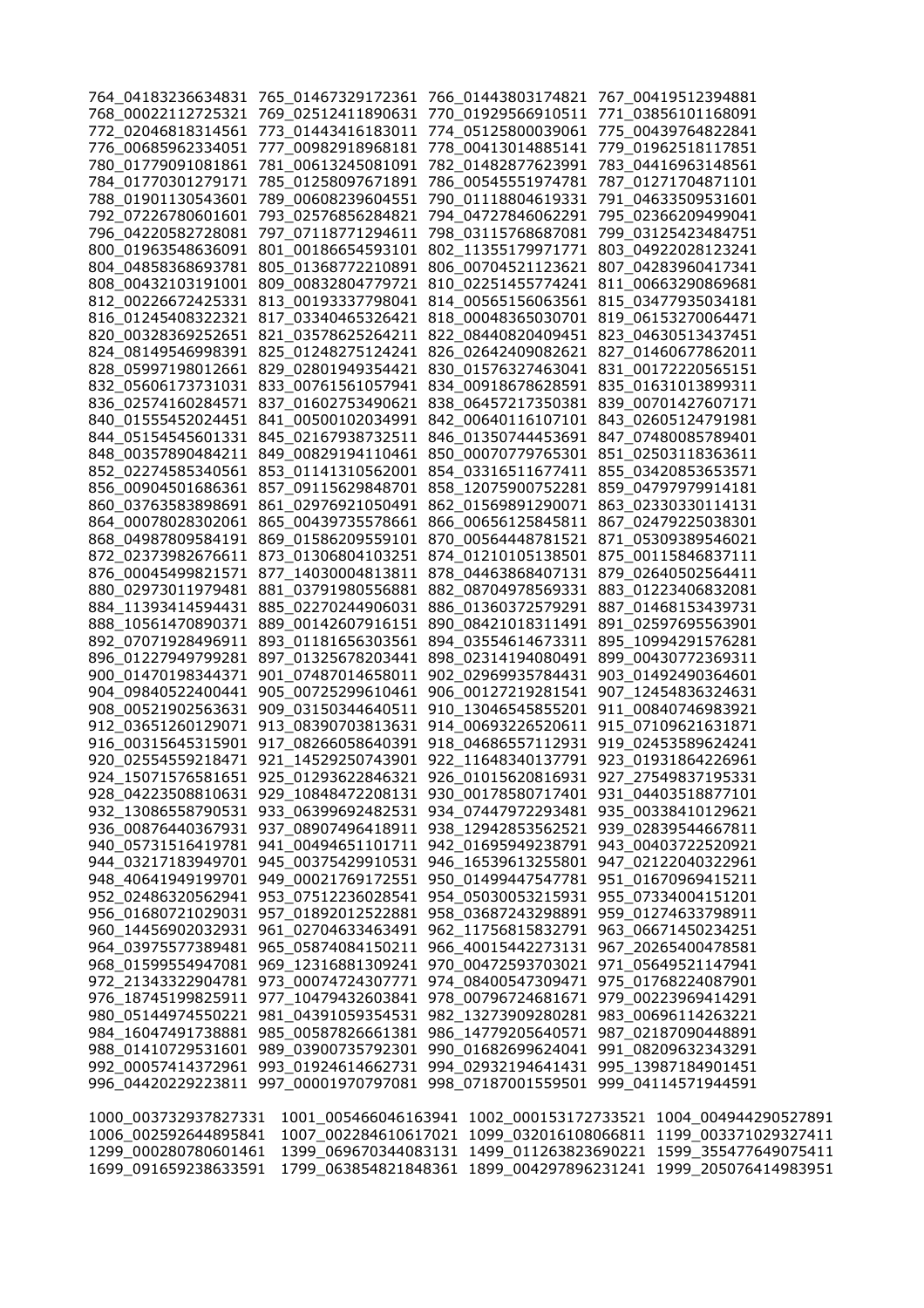764_04183236634831 765_01467329172361 766_01443803174821 767_00419512394881
768_00022112725321 769_02512411890631 770_01929566910511 771_03856101168091
772_02046818314561 773_01443416183011 774_05125800039061 775_00439764822841
776_00685962334051 777_00982918968181 778_00413014885141 779_01962518117851
780_01779091081861 781_00613245081091 782_01482877623991 783_04416963148561
784_01770301279171 785_01258097671891 786_00545551974781 787_01271704871101
788_01901130543601 789_00608239604551 790_01118804619331 791_04633509531601
792_07226780601601 793_02576856284821 794_04727846062291 795_02366209499041
796_04220582728081 797_07118771294611 798_03115768687081 799_03125423484751
800_01963548636091 801_00186654593101 802_11355179971771 803_04922028123241
804_04858368693781 805_01368772210891 806_00704521123621 807_04283960417341
808_00432103191001 809_00832804779721 810_02251455774241 811_00663290869681
812_00226672425331 813_00193337798041 814_00565156063561 815_03477935034181
816_01245408322321 817_03340465326421 818_00048365030701 819_06153270064471
820_00328369252651 821_03578625264211 822_08440820409451 823_04630513437451
824_08149546998391 825_01248275124241 826_02642409082621 827_01460677862011
828_05997198012661 829_02801949354421 830_01576327463041 831_00172220565151
832_05606173731031 833_00761561057941 834_00918678628591 835_01631013899311
836_02574160284571 837_01602753490621 838_06457217350381 839_00701427607171
840_01555452024451 841_00500102034991 842_00640116107101 843_02605124791981
844_05154545601331 845_02167938732511 846_01350744453691 847_07480085789401
848_00357890484211 849_00829194110461 850_00070779765301 851_02503118363611
852_02274585340561 853_01141310562001 854_03316511677411 855_03420853653571
856_00904501686361 857_09115629848701 858_12075900752281 859_04797979914181
860_03763583898691 861_02976921050491 862_01569891290071 863_02330330114131
864_00078028302061 865_00439735578661 866_00656125845811 867_02479225038301
868_04987809584191 869_01586209559101 870_00564448781521 871_05309389546021
872_02373982676611 873_01306804103251 874_01210105138501 875_00115846837111
876_00045499821571 877_14030004813811 878_04463868407131 879_02640502564411
880_02973011979481 881_03791980556881 882_08704978569331 883_01223406832081
884_11393414594431 885_02270244906031 886_01360372579291 887_01468153439731
888_10561470890371 889_00142607916151 890_08421018311491 891_02597695563901
892_07071928496911 893_01181656303561 894_03554614673311 895_10994291576281
896_01227949799281 897_01325678203441 898_02314194080491 899_00430772369311
900_01470198344371 901_07487014658011 902_02969935784431 903_01492490364601
904_09840522400441 905_00725299160441 906_00127219281541 907_12454836324631
908_00521902563631 909_03150344640511 910_13046545855201 911_00840746983921
912_03651260129071 913_08390703813631 914_00693226520611 915_07109621631871
916_00315645315901 917_08266058640391 918_04686557112931 919_02453589624241
920_02554559218471 921_14529250743301 922_11648340137791 923_01931864226961
924_15071576581651 925_01293622846321 926_01015620816931 927_27549837195331
928_04223508810631 929_10848472208131 930_00178580717401 931_04403518877101
932_13086558790531 933_06399692482531 934_07447972293481 935_00338410129621
936_00876440367931 937_08907496418911 938_12942853562521 939_02839544667811
940_05731516419781 941_00494651101711 942_01695949238791 943_00403722520921
944_03217183949701 945_00375429910531 946_16539613255801 947_02122040322961
948_40641949199701 949_00021769172551 950_01499447547781 951_01670969415211
952_02486320562941 953_07512236028541 954_05030053215931 955_07334004151201
956_01680721029031 957_01892012522881 958_03687243298891 959_01274633798911
960_14456902032931 961_02704633463491 962_11756815832791 963_06671450234251
964_03975577389481 965_05874084150211 966_40015442273131 967_20265400478581
968_01599554947081 969_12316881309241 970_00472593703021 971_05649521147941
972_21343322904781 973_00074724307771 974_08400547309471 975_01768224087901
976_18745199825911 977_10479432603841 978_00796724681671 979_00223969414291
980_05144974550221 981_04391059354531 982_13273909280281 983_00696114263221
984_16047491738881 985_00587826661381 986_14779205640571 987_02187090448891
988_01410729531601 989_03900735792301 990_01682699624041 991_08209632343291
992_00057414372961 993_01924614662731 994_02932194641431 995_13987184901451
996_04420229223811 997_00001970797081 998_07187001559501 999_04114571944591

1000_003732937827331 1001_005466046163941 1002_000153172733521 1004_004944290527891
1006_002592644895841 1007_002284610617021 1099_032016108066811 1199_003371029327411
1299_000280780601461 1399_069670344083131 1499_011263823690221 1599_355477649075411
1699_091659238633591 1799_063854821848361 1899_004297896231241 1999_205076414983951